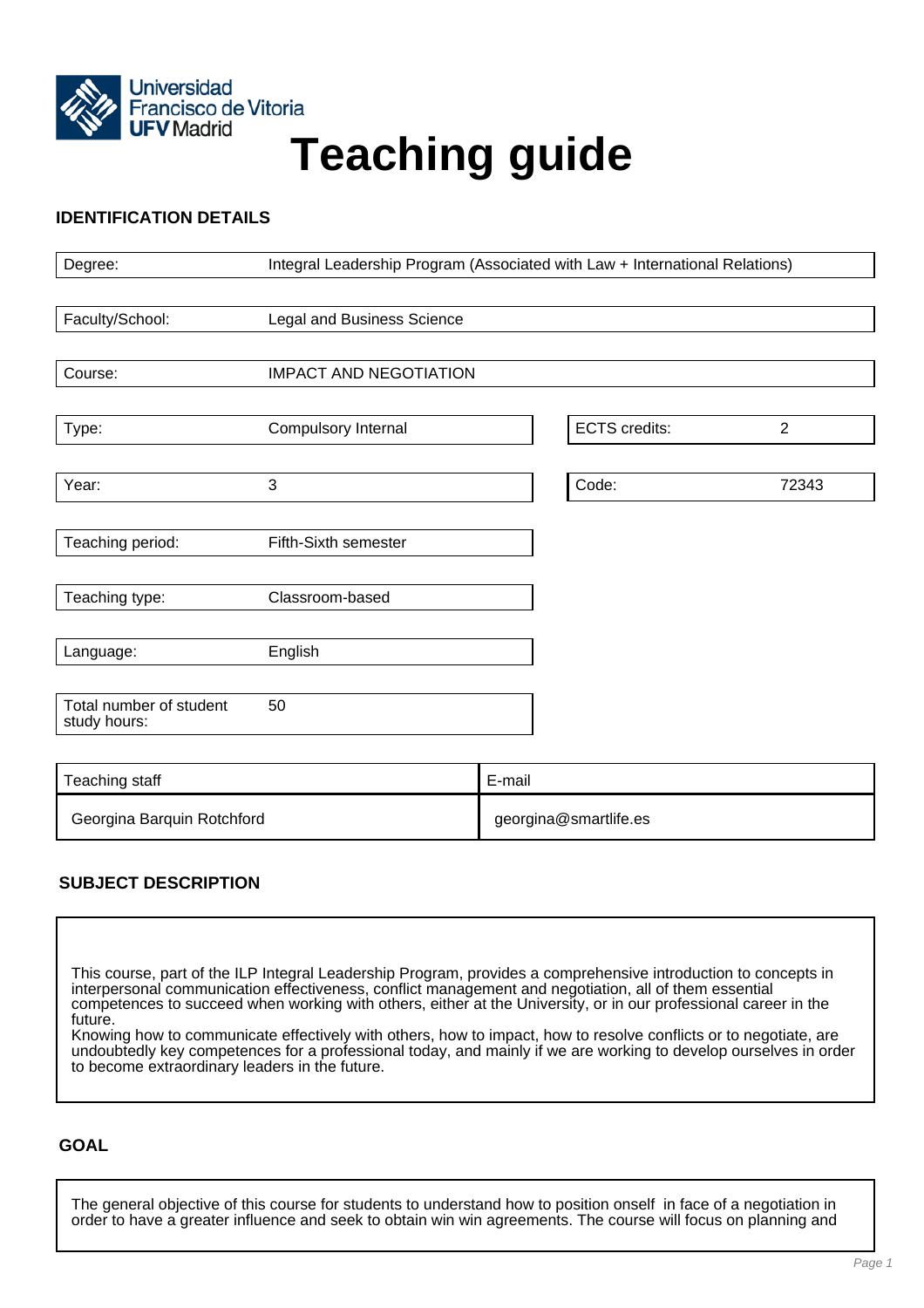# Teaching guide

## IDENTIFICATION DETAILS

| | |
|---|---|
| Degree: | Integral Leadership Program (Associated with Law + International Relations) |
| Faculty/School: | Legal and Business Science |
| Course: | IMPACT AND NEGOTIATION |
| Type: | Compulsory Internal |
| ECTS credits: | 2 |
| Year: | 3 |
| Code: | 72343 |
| Teaching period: | Fifth-Sixth semester |
| Teaching type: | Classroom-based |
| Language: | English |
| Total number of student study hours: | 50 |

| Teaching staff | E-mail |
|---|---|
| Georgina Barquin Rotchford | georgina@smartlife.es |

## SUBJECT DESCRIPTION

This course, part of the ILP Integral Leadership Program, provides a comprehensive introduction to concepts in interpersonal communication effectiveness, conflict management and negotiation, all of them essential competences to succeed when working with others, either at the University, or in our professional career in the future.
Knowing how to communicate effectively with others, how to impact, how to resolve conflicts or to negotiate, are undoubtedly key competences for a professional today, and mainly if we are working to develop ourselves in order to become extraordinary leaders in the future.

## GOAL

The general objective of this course for students to understand how to position onself in face of a negotiation in order to have a greater influence and seek to obtain win win agreements. The course will focus on planning and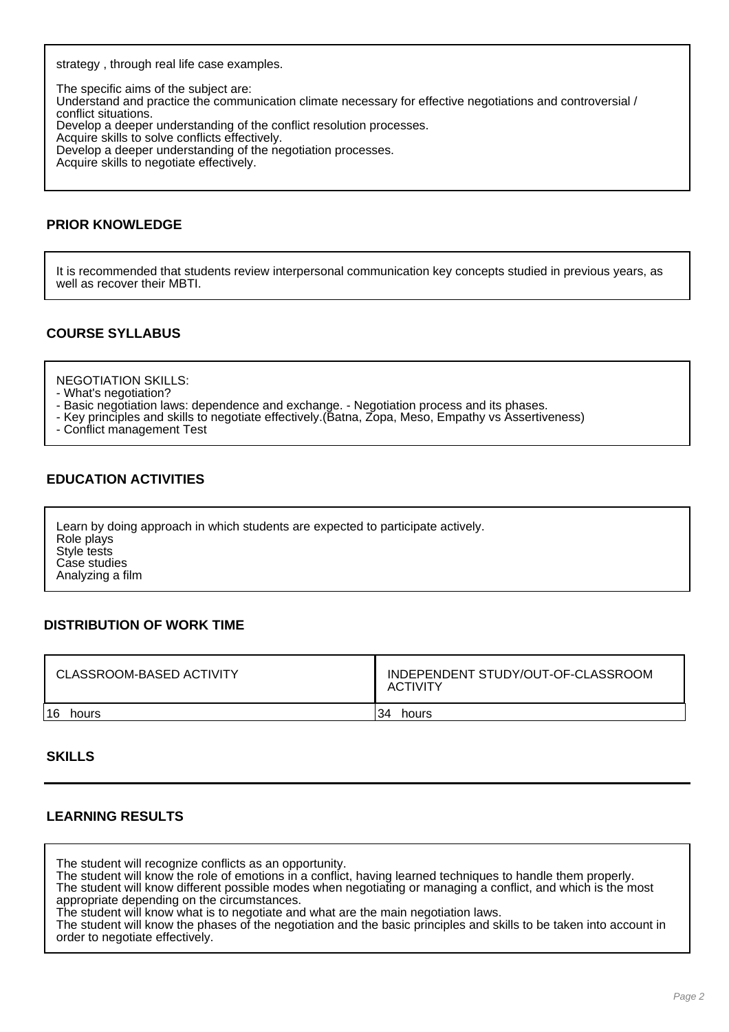strategy , through real life case examples.

The specific aims of the subject are:
Understand and practice the communication climate necessary for effective negotiations and controversial / conflict situations.
Develop a deeper understanding of the conflict resolution processes.
Acquire skills to solve conflicts effectively.
Develop a deeper understanding of the negotiation processes.
Acquire skills to negotiate effectively.

## PRIOR KNOWLEDGE

It is recommended that students review interpersonal communication key concepts studied in previous years, as well as recover their MBTI.

## COURSE SYLLABUS

NEGOTIATION SKILLS:
- What's negotiation?
- Basic negotiation laws: dependence and exchange. - Negotiation process and its phases.
- Key principles and skills to negotiate effectively.(Batna, Zopa, Meso, Empathy vs Assertiveness)
- Conflict management Test

## EDUCATION ACTIVITIES

Learn by doing approach in which students are expected to participate actively.
Role plays
Style tests
Case studies
Analyzing a film

## DISTRIBUTION OF WORK TIME

| CLASSROOM-BASED ACTIVITY | INDEPENDENT STUDY/OUT-OF-CLASSROOM ACTIVITY |
|---|---|
| 16 hours | 34 hours |

## SKILLS

## LEARNING RESULTS

The student will recognize conflicts as an opportunity.
The student will know the role of emotions in a conflict, having learned techniques to handle them properly.
The student will know different possible modes when negotiating or managing a conflict, and which is the most appropriate depending on the circumstances.
The student will know what is to negotiate and what are the main negotiation laws.
The student will know the phases of the negotiation and the basic principles and skills to be taken into account in order to negotiate effectively.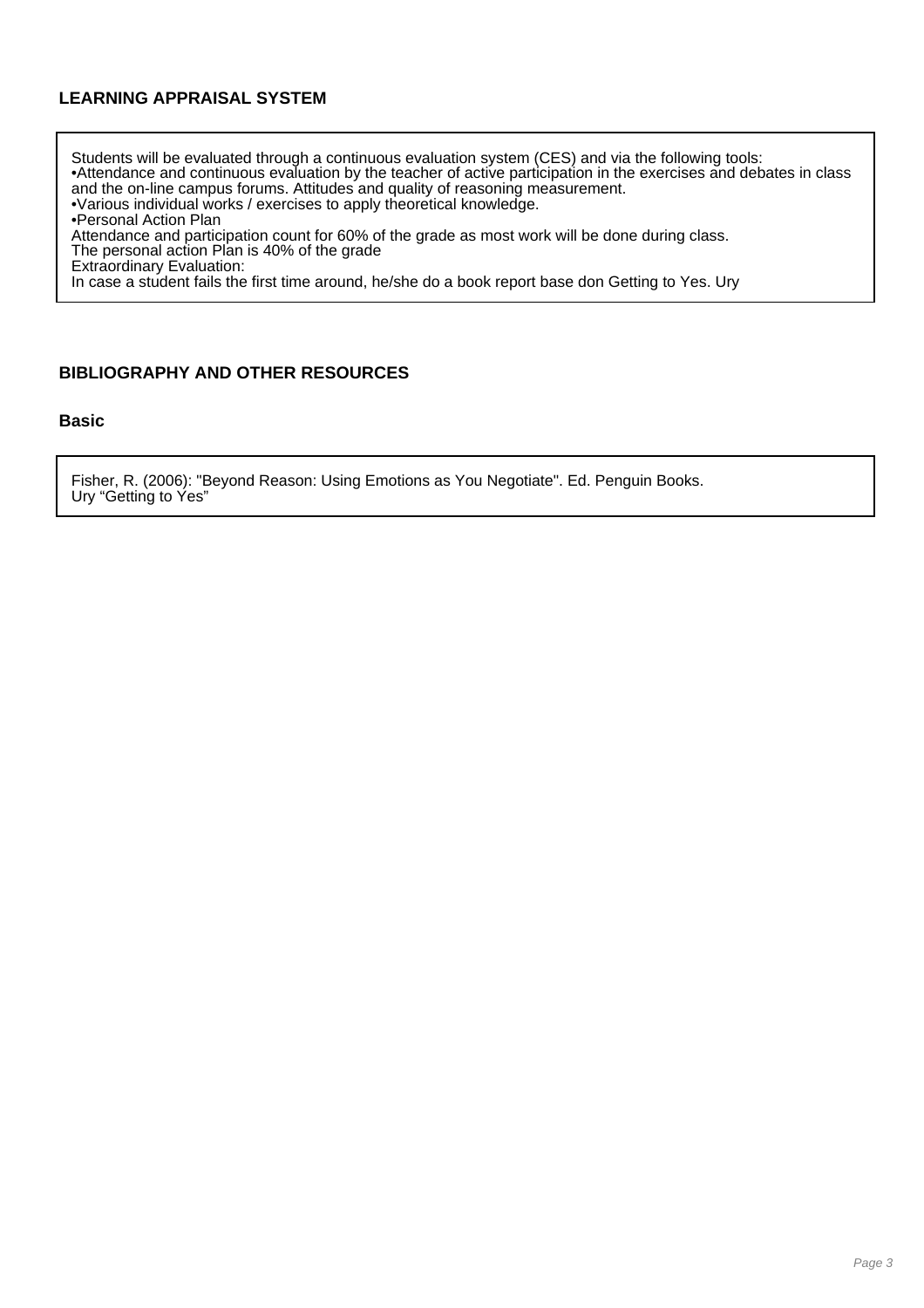## LEARNING APPRAISAL SYSTEM

Students will be evaluated through a continuous evaluation system (CES) and via the following tools:
•Attendance and continuous evaluation by the teacher of active participation in the exercises and debates in class and the on-line campus forums. Attitudes and quality of reasoning measurement.
•Various individual works / exercises to apply theoretical knowledge.
•Personal Action Plan
Attendance and participation count for 60% of the grade as most work will be done during class.
The personal action Plan is 40% of the grade
Extraordinary Evaluation:
In case a student fails the first time around, he/she do a book report base don Getting to Yes. Ury

## BIBLIOGRAPHY AND OTHER RESOURCES

### Basic

Fisher, R. (2006): "Beyond Reason: Using Emotions as You Negotiate". Ed. Penguin Books.
Ury “Getting to Yes”